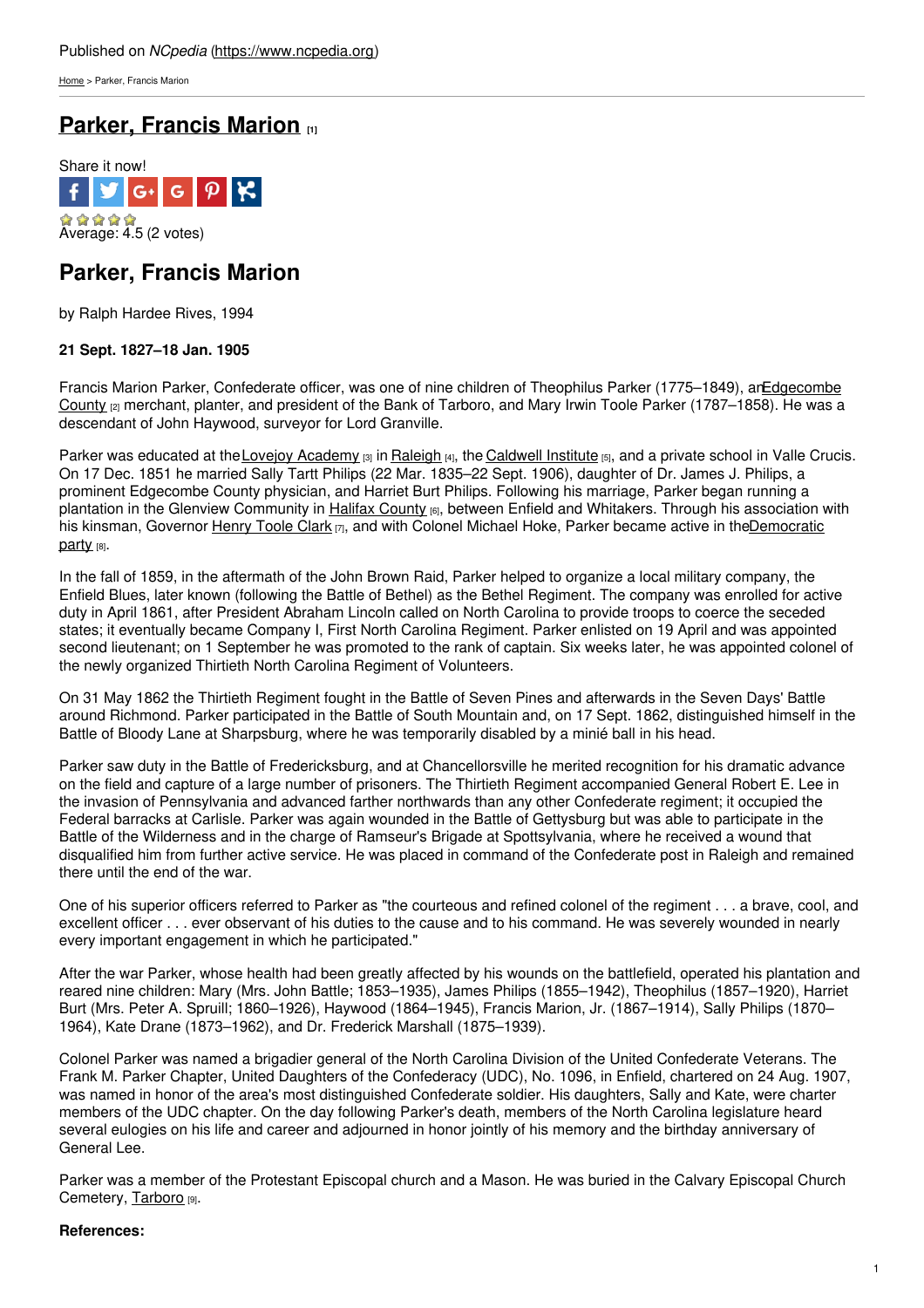Published on *NCpedia* (https://www.ncpedia.org)

Home > Parker, Francis Marion

# Parker, Francis Marion [1]

Share it now!

Average: 4.5 (2 votes)

## Parker, Francis Marion

by Ralph Hardee Rives, 1994

**21 Sept. 1827–18 Jan. 1905**

Francis Marion Parker, Confederate officer, was one of nine children of Theophilus Parker (1775–1849), an Edgecombe County [2] merchant, planter, and president of the Bank of Tarboro, and Mary Irwin Toole Parker (1787–1858). He was a descendant of John Haywood, surveyor for Lord Granville.

Parker was educated at the Lovejoy Academy [3] in Raleigh [4], the Caldwell Institute [5], and a private school in Valle Crucis. On 17 Dec. 1851 he married Sally Tartt Philips (22 Mar. 1835–22 Sept. 1906), daughter of Dr. James J. Philips, a prominent Edgecombe County physician, and Harriet Burt Philips. Following his marriage, Parker began running a plantation in the Glenview Community in Halifax County [6], between Enfield and Whitakers. Through his association with his kinsman, Governor Henry Toole Clark [7], and with Colonel Michael Hoke, Parker became active in the Democratic party [8].

In the fall of 1859, in the aftermath of the John Brown Raid, Parker helped to organize a local military company, the Enfield Blues, later known (following the Battle of Bethel) as the Bethel Regiment. The company was enrolled for active duty in April 1861, after President Abraham Lincoln called on North Carolina to provide troops to coerce the seceded states; it eventually became Company I, First North Carolina Regiment. Parker enlisted on 19 April and was appointed second lieutenant; on 1 September he was promoted to the rank of captain. Six weeks later, he was appointed colonel of the newly organized Thirtieth North Carolina Regiment of Volunteers.

On 31 May 1862 the Thirtieth Regiment fought in the Battle of Seven Pines and afterwards in the Seven Days' Battle around Richmond. Parker participated in the Battle of South Mountain and, on 17 Sept. 1862, distinguished himself in the Battle of Bloody Lane at Sharpsburg, where he was temporarily disabled by a minié ball in his head.

Parker saw duty in the Battle of Fredericksburg, and at Chancellorsville he merited recognition for his dramatic advance on the field and capture of a large number of prisoners. The Thirtieth Regiment accompanied General Robert E. Lee in the invasion of Pennsylvania and advanced farther northwards than any other Confederate regiment; it occupied the Federal barracks at Carlisle. Parker was again wounded in the Battle of Gettysburg but was able to participate in the Battle of the Wilderness and in the charge of Ramseur's Brigade at Spottsylvania, where he received a wound that disqualified him from further active service. He was placed in command of the Confederate post in Raleigh and remained there until the end of the war.

One of his superior officers referred to Parker as "the courteous and refined colonel of the regiment . . . a brave, cool, and excellent officer . . . ever observant of his duties to the cause and to his command. He was severely wounded in nearly every important engagement in which he participated."

After the war Parker, whose health had been greatly affected by his wounds on the battlefield, operated his plantation and reared nine children: Mary (Mrs. John Battle; 1853–1935), James Philips (1855–1942), Theophilus (1857–1920), Harriet Burt (Mrs. Peter A. Spruill; 1860–1926), Haywood (1864–1945), Francis Marion, Jr. (1867–1914), Sally Philips (1870–1964), Kate Drane (1873–1962), and Dr. Frederick Marshall (1875–1939).

Colonel Parker was named a brigadier general of the North Carolina Division of the United Confederate Veterans. The Frank M. Parker Chapter, United Daughters of the Confederacy (UDC), No. 1096, in Enfield, chartered on 24 Aug. 1907, was named in honor of the area's most distinguished Confederate soldier. His daughters, Sally and Kate, were charter members of the UDC chapter. On the day following Parker's death, members of the North Carolina legislature heard several eulogies on his life and career and adjourned in honor jointly of his memory and the birthday anniversary of General Lee.

Parker was a member of the Protestant Episcopal church and a Mason. He was buried in the Calvary Episcopal Church Cemetery, Tarboro [9].

**References:**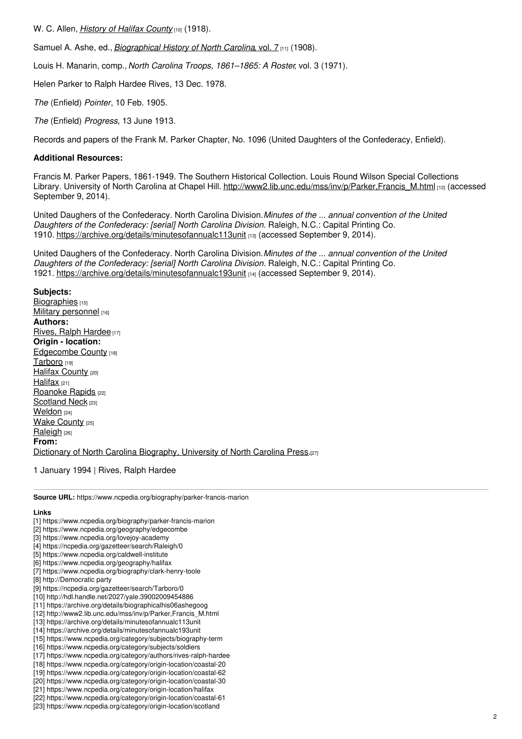W. C. Allen, *History of Halifax County* [10] (1918).

Samuel A. Ashe, ed., *Biographical History of North Carolina*, vol. 7 [11] (1908).

Louis H. Manarin, comp., *North Carolina Troops, 1861–1865: A Roster*, vol. 3 (1971).

Helen Parker to Ralph Hardee Rives, 13 Dec. 1978.

*The* (Enfield) *Pointer*, 10 Feb. 1905.

*The* (Enfield) *Progress*, 13 June 1913.

Records and papers of the Frank M. Parker Chapter, No. 1096 (United Daughters of the Confederacy, Enfield).

**Additional Resources:**

Francis M. Parker Papers, 1861-1949. The Southern Historical Collection. Louis Round Wilson Special Collections Library. University of North Carolina at Chapel Hill. http://www2.lib.unc.edu/mss/inv/p/Parker,Francis_M.html [12] (accessed September 9, 2014).

United Daughers of the Confederacy. North Carolina Division. *Minutes of the ... annual convention of the United Daughters of the Confederacy: [serial] North Carolina Division.* Raleigh, N.C.: Capital Printing Co. 1910. https://archive.org/details/minutesofannualc113unit [13] (accessed September 9, 2014).

United Daughers of the Confederacy. North Carolina Division. *Minutes of the ... annual convention of the United Daughters of the Confederacy: [serial] North Carolina Division.* Raleigh, N.C.: Capital Printing Co. 1921. https://archive.org/details/minutesofannualc193unit [14] (accessed September 9, 2014).

**Subjects:**
Biographies [15]
Military personnel [16]
**Authors:**
Rives, Ralph Hardee [17]
**Origin - location:**
Edgecombe County [18]
Tarboro [19]
Halifax County [20]
Halifax [21]
Roanoke Rapids [22]
Scotland Neck [23]
Weldon [24]
Wake County [25]
Raleigh [26]
**From:**
Dictionary of North Carolina Biography, University of North Carolina Press. [27]

1 January 1994 | Rives, Ralph Hardee

**Source URL:** https://www.ncpedia.org/biography/parker-francis-marion

**Links**

[1] https://www.ncpedia.org/biography/parker-francis-marion
[2] https://www.ncpedia.org/geography/edgecombe
[3] https://www.ncpedia.org/lovejoy-academy
[4] https://ncpedia.org/gazetteer/search/Raleigh/0
[5] https://www.ncpedia.org/caldwell-institute
[6] https://www.ncpedia.org/geography/halifax
[7] https://www.ncpedia.org/biography/clark-henry-toole
[8] http://Democratic party
[9] https://ncpedia.org/gazetteer/search/Tarboro/0
[10] http://hdl.handle.net/2027/yale.39002009454886
[11] https://archive.org/details/biographicalhis06ashegoog
[12] http://www2.lib.unc.edu/mss/inv/p/Parker,Francis_M.html
[13] https://archive.org/details/minutesofannualc113unit
[14] https://archive.org/details/minutesofannualc193unit
[15] https://www.ncpedia.org/category/subjects/biography-term
[16] https://www.ncpedia.org/category/subjects/soldiers
[17] https://www.ncpedia.org/category/authors/rives-ralph-hardee
[18] https://www.ncpedia.org/category/origin-location/coastal-20
[19] https://www.ncpedia.org/category/origin-location/coastal-62
[20] https://www.ncpedia.org/category/origin-location/coastal-30
[21] https://www.ncpedia.org/category/origin-location/halifax
[22] https://www.ncpedia.org/category/origin-location/coastal-61
[23] https://www.ncpedia.org/category/origin-location/scotland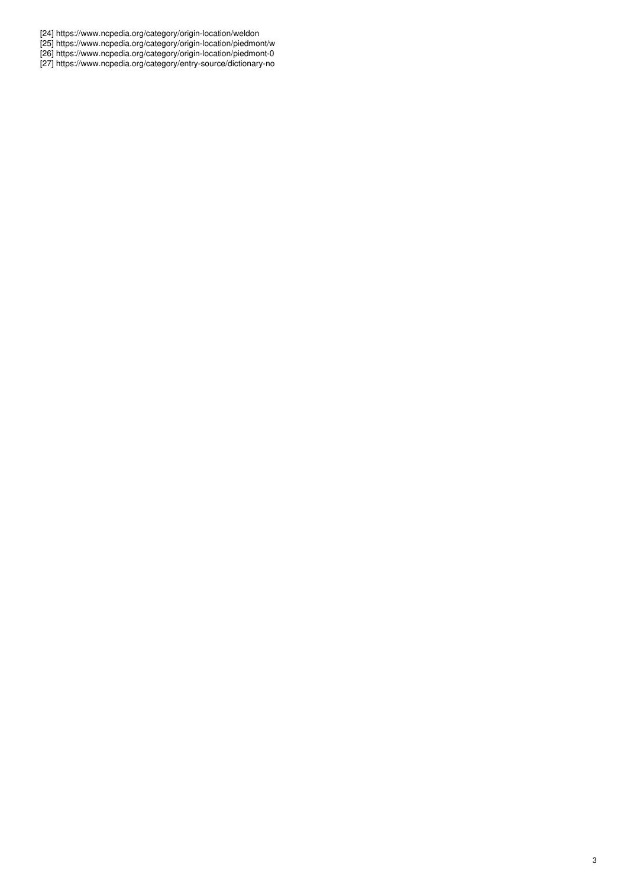[24] https://www.ncpedia.org/category/origin-location/weldon
[25] https://www.ncpedia.org/category/origin-location/piedmont/w
[26] https://www.ncpedia.org/category/origin-location/piedmont-0
[27] https://www.ncpedia.org/category/entry-source/dictionary-no